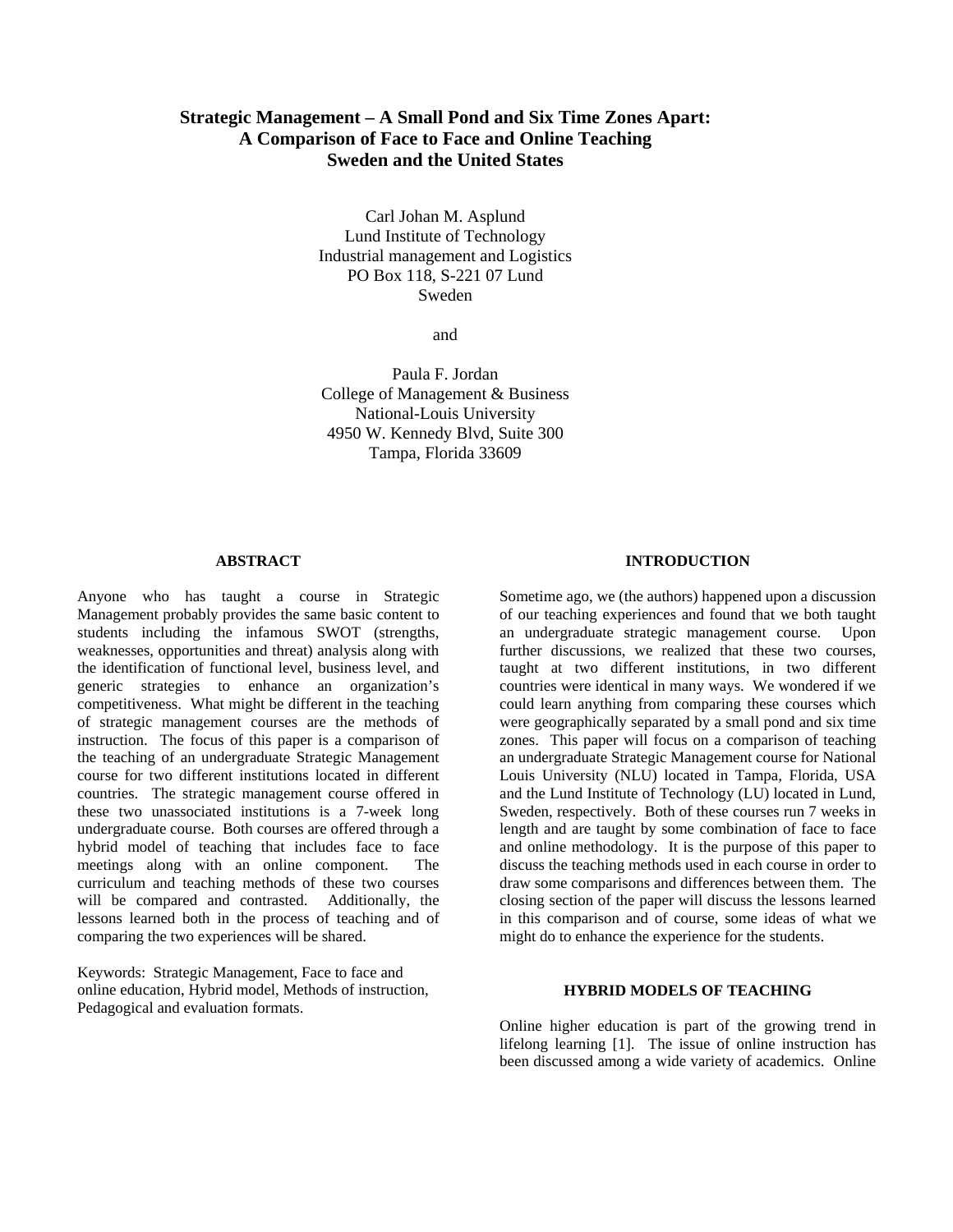# Strategic Management – A Small Pond and Six Time Zones Apart: A Comparison of Face to Face and Online Teaching Sweden and the United States

Carl Johan M. Asplund
Lund Institute of Technology
Industrial management and Logistics
PO Box 118, S-221 07 Lund
Sweden

and

Paula F. Jordan
College of Management & Business
National-Louis University
4950 W. Kennedy Blvd, Suite 300
Tampa, Florida 33609

## ABSTRACT

Anyone who has taught a course in Strategic Management probably provides the same basic content to students including the infamous SWOT (strengths, weaknesses, opportunities and threat) analysis along with the identification of functional level, business level, and generic strategies to enhance an organization's competitiveness. What might be different in the teaching of strategic management courses are the methods of instruction. The focus of this paper is a comparison of the teaching of an undergraduate Strategic Management course for two different institutions located in different countries. The strategic management course offered in these two unassociated institutions is a 7-week long undergraduate course. Both courses are offered through a hybrid model of teaching that includes face to face meetings along with an online component. The curriculum and teaching methods of these two courses will be compared and contrasted. Additionally, the lessons learned both in the process of teaching and of comparing the two experiences will be shared.

Keywords: Strategic Management, Face to face and online education, Hybrid model, Methods of instruction, Pedagogical and evaluation formats.

## INTRODUCTION

Sometime ago, we (the authors) happened upon a discussion of our teaching experiences and found that we both taught an undergraduate strategic management course. Upon further discussions, we realized that these two courses, taught at two different institutions, in two different countries were identical in many ways. We wondered if we could learn anything from comparing these courses which were geographically separated by a small pond and six time zones. This paper will focus on a comparison of teaching an undergraduate Strategic Management course for National Louis University (NLU) located in Tampa, Florida, USA and the Lund Institute of Technology (LU) located in Lund, Sweden, respectively. Both of these courses run 7 weeks in length and are taught by some combination of face to face and online methodology. It is the purpose of this paper to discuss the teaching methods used in each course in order to draw some comparisons and differences between them. The closing section of the paper will discuss the lessons learned in this comparison and of course, some ideas of what we might do to enhance the experience for the students.

## HYBRID MODELS OF TEACHING

Online higher education is part of the growing trend in lifelong learning [1]. The issue of online instruction has been discussed among a wide variety of academics. Online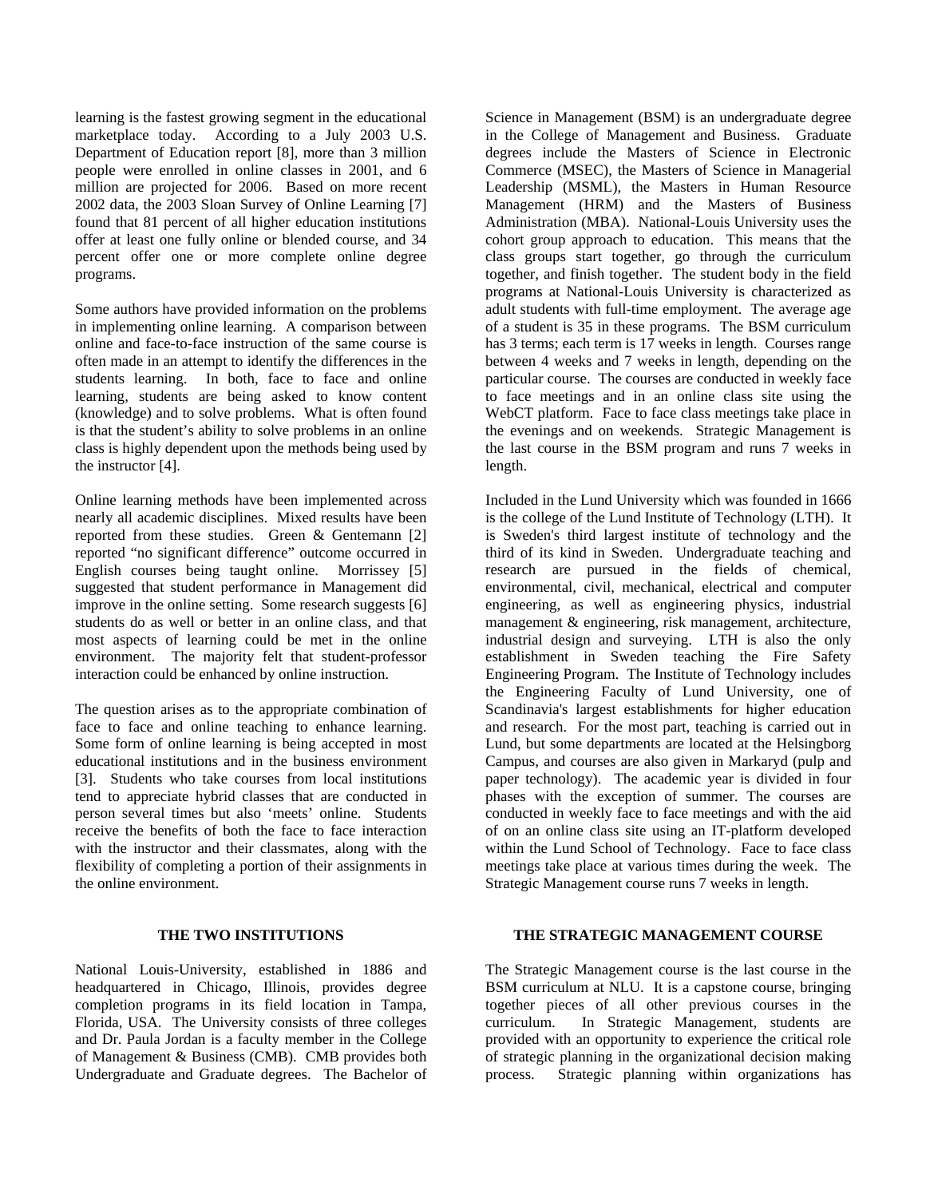learning is the fastest growing segment in the educational marketplace today. According to a July 2003 U.S. Department of Education report [8], more than 3 million people were enrolled in online classes in 2001, and 6 million are projected for 2006. Based on more recent 2002 data, the 2003 Sloan Survey of Online Learning [7] found that 81 percent of all higher education institutions offer at least one fully online or blended course, and 34 percent offer one or more complete online degree programs.

Some authors have provided information on the problems in implementing online learning. A comparison between online and face-to-face instruction of the same course is often made in an attempt to identify the differences in the students learning. In both, face to face and online learning, students are being asked to know content (knowledge) and to solve problems. What is often found is that the student's ability to solve problems in an online class is highly dependent upon the methods being used by the instructor [4].

Online learning methods have been implemented across nearly all academic disciplines. Mixed results have been reported from these studies. Green & Gentemann [2] reported "no significant difference" outcome occurred in English courses being taught online. Morrissey [5] suggested that student performance in Management did improve in the online setting. Some research suggests [6] students do as well or better in an online class, and that most aspects of learning could be met in the online environment. The majority felt that student-professor interaction could be enhanced by online instruction.

The question arises as to the appropriate combination of face to face and online teaching to enhance learning. Some form of online learning is being accepted in most educational institutions and in the business environment [3]. Students who take courses from local institutions tend to appreciate hybrid classes that are conducted in person several times but also 'meets' online. Students receive the benefits of both the face to face interaction with the instructor and their classmates, along with the flexibility of completing a portion of their assignments in the online environment.

## THE TWO INSTITUTIONS

National Louis-University, established in 1886 and headquartered in Chicago, Illinois, provides degree completion programs in its field location in Tampa, Florida, USA. The University consists of three colleges and Dr. Paula Jordan is a faculty member in the College of Management & Business (CMB). CMB provides both Undergraduate and Graduate degrees. The Bachelor of Science in Management (BSM) is an undergraduate degree in the College of Management and Business. Graduate degrees include the Masters of Science in Electronic Commerce (MSEC), the Masters of Science in Managerial Leadership (MSML), the Masters in Human Resource Management (HRM) and the Masters of Business Administration (MBA). National-Louis University uses the cohort group approach to education. This means that the class groups start together, go through the curriculum together, and finish together. The student body in the field programs at National-Louis University is characterized as adult students with full-time employment. The average age of a student is 35 in these programs. The BSM curriculum has 3 terms; each term is 17 weeks in length. Courses range between 4 weeks and 7 weeks in length, depending on the particular course. The courses are conducted in weekly face to face meetings and in an online class site using the WebCT platform. Face to face class meetings take place in the evenings and on weekends. Strategic Management is the last course in the BSM program and runs 7 weeks in length.

Included in the Lund University which was founded in 1666 is the college of the Lund Institute of Technology (LTH). It is Sweden's third largest institute of technology and the third of its kind in Sweden. Undergraduate teaching and research are pursued in the fields of chemical, environmental, civil, mechanical, electrical and computer engineering, as well as engineering physics, industrial management & engineering, risk management, architecture, industrial design and surveying. LTH is also the only establishment in Sweden teaching the Fire Safety Engineering Program. The Institute of Technology includes the Engineering Faculty of Lund University, one of Scandinavia's largest establishments for higher education and research. For the most part, teaching is carried out in Lund, but some departments are located at the Helsingborg Campus, and courses are also given in Markaryd (pulp and paper technology). The academic year is divided in four phases with the exception of summer. The courses are conducted in weekly face to face meetings and with the aid of on an online class site using an IT-platform developed within the Lund School of Technology. Face to face class meetings take place at various times during the week. The Strategic Management course runs 7 weeks in length.

## THE STRATEGIC MANAGEMENT COURSE

The Strategic Management course is the last course in the BSM curriculum at NLU. It is a capstone course, bringing together pieces of all other previous courses in the curriculum. In Strategic Management, students are provided with an opportunity to experience the critical role of strategic planning in the organizational decision making process. Strategic planning within organizations has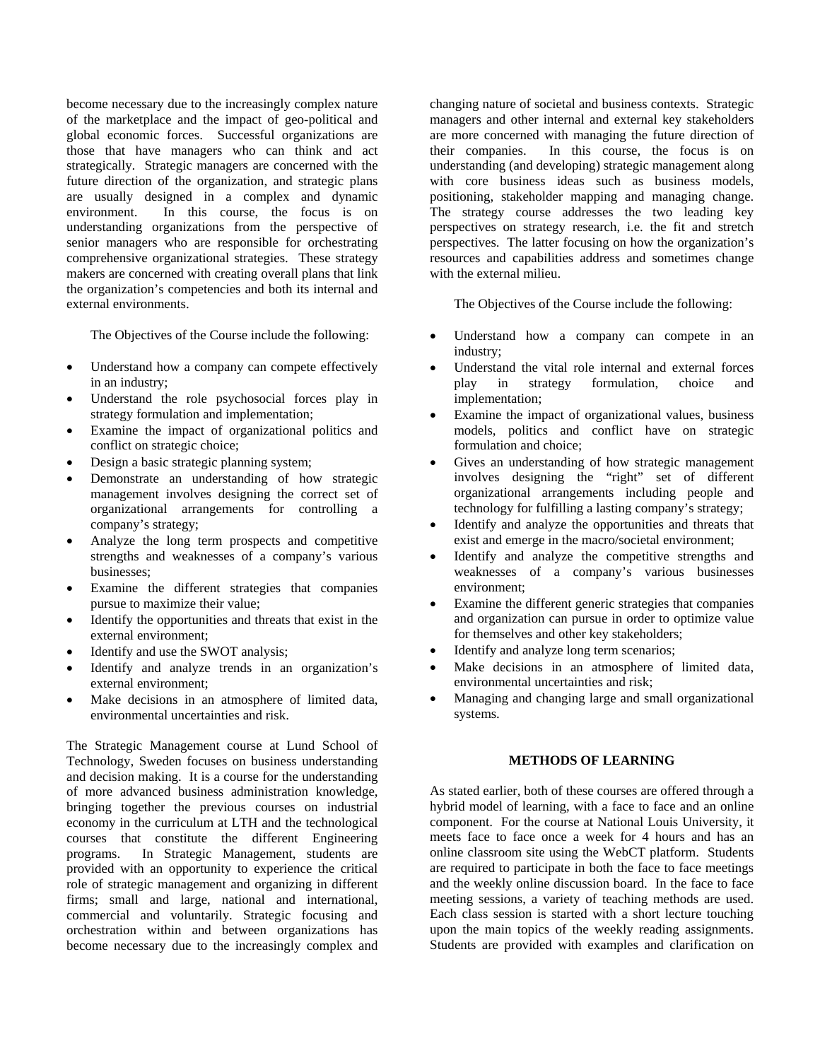become necessary due to the increasingly complex nature of the marketplace and the impact of geo-political and global economic forces. Successful organizations are those that have managers who can think and act strategically. Strategic managers are concerned with the future direction of the organization, and strategic plans are usually designed in a complex and dynamic environment. In this course, the focus is on understanding organizations from the perspective of senior managers who are responsible for orchestrating comprehensive organizational strategies. These strategy makers are concerned with creating overall plans that link the organization's competencies and both its internal and external environments.

The Objectives of the Course include the following:

- Understand how a company can compete effectively in an industry;
- Understand the role psychosocial forces play in strategy formulation and implementation;
- Examine the impact of organizational politics and conflict on strategic choice;
- Design a basic strategic planning system;
- Demonstrate an understanding of how strategic management involves designing the correct set of organizational arrangements for controlling a company's strategy;
- Analyze the long term prospects and competitive strengths and weaknesses of a company's various businesses;
- Examine the different strategies that companies pursue to maximize their value;
- Identify the opportunities and threats that exist in the external environment;
- Identify and use the SWOT analysis;
- Identify and analyze trends in an organization's external environment;
- Make decisions in an atmosphere of limited data, environmental uncertainties and risk.

The Strategic Management course at Lund School of Technology, Sweden focuses on business understanding and decision making. It is a course for the understanding of more advanced business administration knowledge, bringing together the previous courses on industrial economy in the curriculum at LTH and the technological courses that constitute the different Engineering programs. In Strategic Management, students are provided with an opportunity to experience the critical role of strategic management and organizing in different firms; small and large, national and international, commercial and voluntarily. Strategic focusing and orchestration within and between organizations has become necessary due to the increasingly complex and changing nature of societal and business contexts. Strategic managers and other internal and external key stakeholders are more concerned with managing the future direction of their companies. In this course, the focus is on understanding (and developing) strategic management along with core business ideas such as business models, positioning, stakeholder mapping and managing change. The strategy course addresses the two leading key perspectives on strategy research, i.e. the fit and stretch perspectives. The latter focusing on how the organization's resources and capabilities address and sometimes change with the external milieu.

The Objectives of the Course include the following:

- Understand how a company can compete in an industry;
- Understand the vital role internal and external forces play in strategy formulation, choice and implementation;
- Examine the impact of organizational values, business models, politics and conflict have on strategic formulation and choice;
- Gives an understanding of how strategic management involves designing the "right" set of different organizational arrangements including people and technology for fulfilling a lasting company's strategy;
- Identify and analyze the opportunities and threats that exist and emerge in the macro/societal environment;
- Identify and analyze the competitive strengths and weaknesses of a company's various businesses environment;
- Examine the different generic strategies that companies and organization can pursue in order to optimize value for themselves and other key stakeholders;
- Identify and analyze long term scenarios;
- Make decisions in an atmosphere of limited data, environmental uncertainties and risk;
- Managing and changing large and small organizational systems.

## METHODS OF LEARNING

As stated earlier, both of these courses are offered through a hybrid model of learning, with a face to face and an online component. For the course at National Louis University, it meets face to face once a week for 4 hours and has an online classroom site using the WebCT platform. Students are required to participate in both the face to face meetings and the weekly online discussion board. In the face to face meeting sessions, a variety of teaching methods are used. Each class session is started with a short lecture touching upon the main topics of the weekly reading assignments. Students are provided with examples and clarification on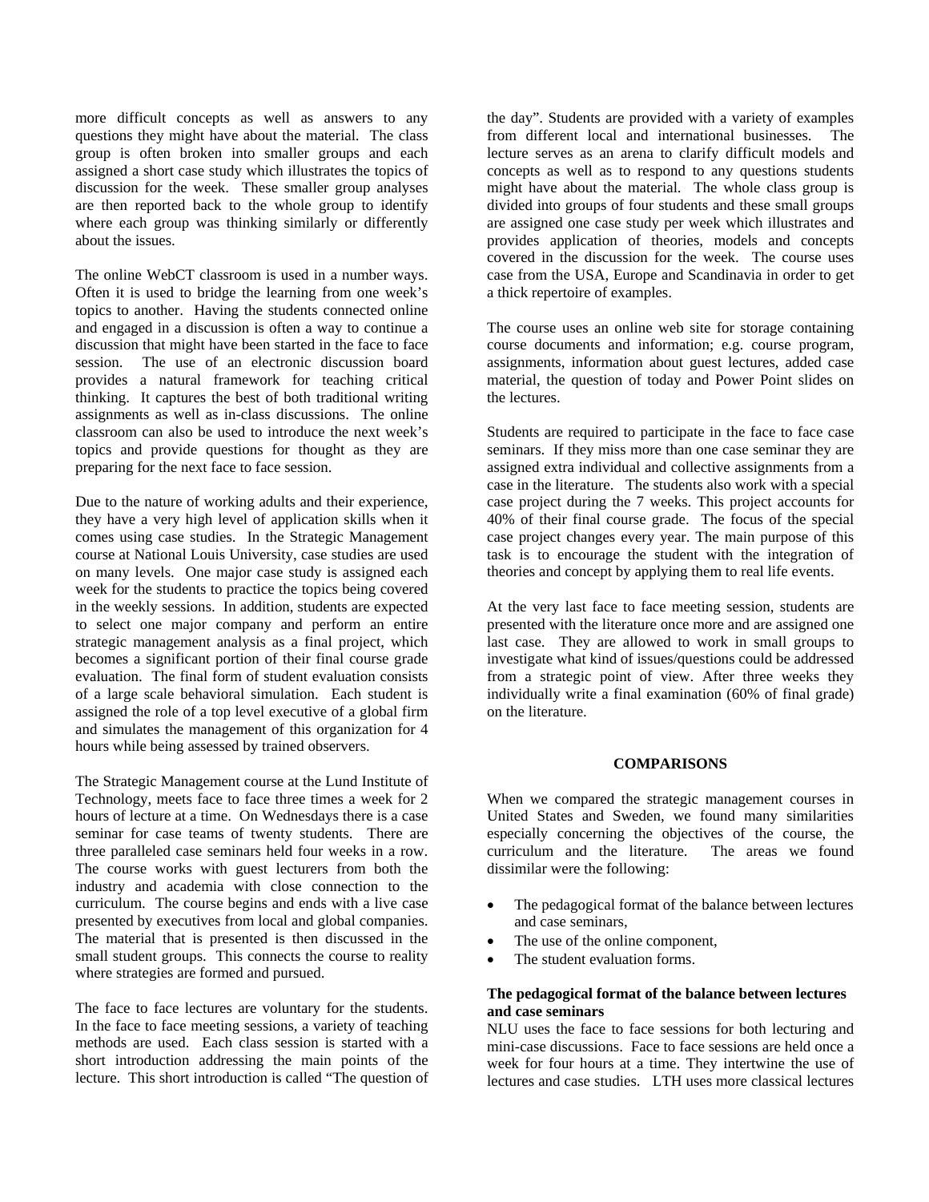more difficult concepts as well as answers to any questions they might have about the material. The class group is often broken into smaller groups and each assigned a short case study which illustrates the topics of discussion for the week. These smaller group analyses are then reported back to the whole group to identify where each group was thinking similarly or differently about the issues.

The online WebCT classroom is used in a number ways. Often it is used to bridge the learning from one week's topics to another. Having the students connected online and engaged in a discussion is often a way to continue a discussion that might have been started in the face to face session. The use of an electronic discussion board provides a natural framework for teaching critical thinking. It captures the best of both traditional writing assignments as well as in-class discussions. The online classroom can also be used to introduce the next week's topics and provide questions for thought as they are preparing for the next face to face session.

Due to the nature of working adults and their experience, they have a very high level of application skills when it comes using case studies. In the Strategic Management course at National Louis University, case studies are used on many levels. One major case study is assigned each week for the students to practice the topics being covered in the weekly sessions. In addition, students are expected to select one major company and perform an entire strategic management analysis as a final project, which becomes a significant portion of their final course grade evaluation. The final form of student evaluation consists of a large scale behavioral simulation. Each student is assigned the role of a top level executive of a global firm and simulates the management of this organization for 4 hours while being assessed by trained observers.

The Strategic Management course at the Lund Institute of Technology, meets face to face three times a week for 2 hours of lecture at a time. On Wednesdays there is a case seminar for case teams of twenty students. There are three paralleled case seminars held four weeks in a row. The course works with guest lecturers from both the industry and academia with close connection to the curriculum. The course begins and ends with a live case presented by executives from local and global companies. The material that is presented is then discussed in the small student groups. This connects the course to reality where strategies are formed and pursued.

The face to face lectures are voluntary for the students. In the face to face meeting sessions, a variety of teaching methods are used. Each class session is started with a short introduction addressing the main points of the lecture. This short introduction is called "The question of the day". Students are provided with a variety of examples from different local and international businesses. The lecture serves as an arena to clarify difficult models and concepts as well as to respond to any questions students might have about the material. The whole class group is divided into groups of four students and these small groups are assigned one case study per week which illustrates and provides application of theories, models and concepts covered in the discussion for the week. The course uses case from the USA, Europe and Scandinavia in order to get a thick repertoire of examples.

The course uses an online web site for storage containing course documents and information; e.g. course program, assignments, information about guest lectures, added case material, the question of today and Power Point slides on the lectures.

Students are required to participate in the face to face case seminars. If they miss more than one case seminar they are assigned extra individual and collective assignments from a case in the literature. The students also work with a special case project during the 7 weeks. This project accounts for 40% of their final course grade. The focus of the special case project changes every year. The main purpose of this task is to encourage the student with the integration of theories and concept by applying them to real life events.

At the very last face to face meeting session, students are presented with the literature once more and are assigned one last case. They are allowed to work in small groups to investigate what kind of issues/questions could be addressed from a strategic point of view. After three weeks they individually write a final examination (60% of final grade) on the literature.

## COMPARISONS

When we compared the strategic management courses in United States and Sweden, we found many similarities especially concerning the objectives of the course, the curriculum and the literature. The areas we found dissimilar were the following:

- The pedagogical format of the balance between lectures and case seminars,
- The use of the online component,
- The student evaluation forms.

### The pedagogical format of the balance between lectures and case seminars

NLU uses the face to face sessions for both lecturing and mini-case discussions. Face to face sessions are held once a week for four hours at a time. They intertwine the use of lectures and case studies. LTH uses more classical lectures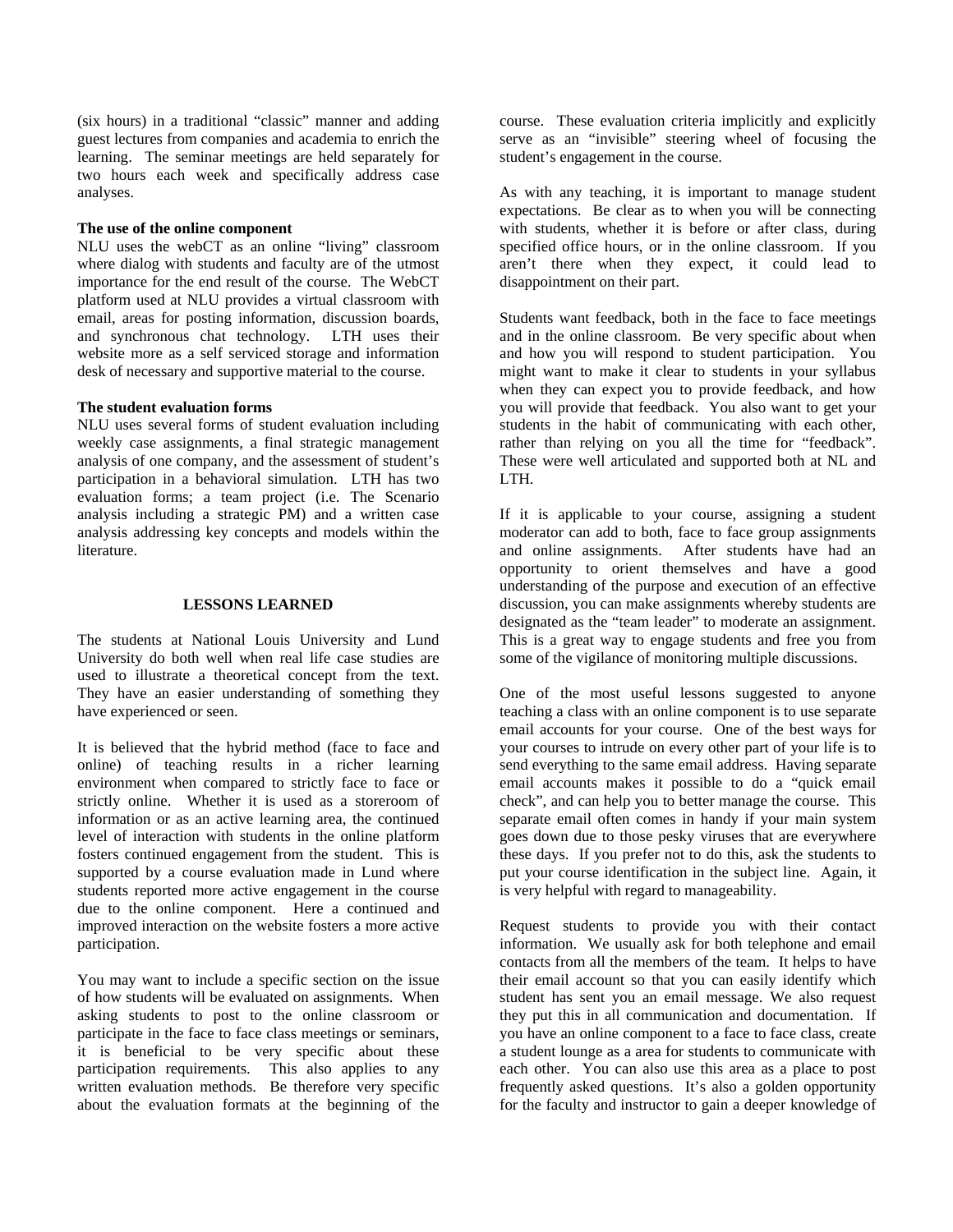(six hours) in a traditional "classic" manner and adding guest lectures from companies and academia to enrich the learning. The seminar meetings are held separately for two hours each week and specifically address case analyses.

**The use of the online component**

NLU uses the webCT as an online "living" classroom where dialog with students and faculty are of the utmost importance for the end result of the course. The WebCT platform used at NLU provides a virtual classroom with email, areas for posting information, discussion boards, and synchronous chat technology. LTH uses their website more as a self serviced storage and information desk of necessary and supportive material to the course.

**The student evaluation forms**

NLU uses several forms of student evaluation including weekly case assignments, a final strategic management analysis of one company, and the assessment of student's participation in a behavioral simulation. LTH has two evaluation forms; a team project (i.e. The Scenario analysis including a strategic PM) and a written case analysis addressing key concepts and models within the literature.

## LESSONS LEARNED

The students at National Louis University and Lund University do both well when real life case studies are used to illustrate a theoretical concept from the text. They have an easier understanding of something they have experienced or seen.

It is believed that the hybrid method (face to face and online) of teaching results in a richer learning environment when compared to strictly face to face or strictly online. Whether it is used as a storeroom of information or as an active learning area, the continued level of interaction with students in the online platform fosters continued engagement from the student. This is supported by a course evaluation made in Lund where students reported more active engagement in the course due to the online component. Here a continued and improved interaction on the website fosters a more active participation.

You may want to include a specific section on the issue of how students will be evaluated on assignments. When asking students to post to the online classroom or participate in the face to face class meetings or seminars, it is beneficial to be very specific about these participation requirements. This also applies to any written evaluation methods. Be therefore very specific about the evaluation formats at the beginning of the course. These evaluation criteria implicitly and explicitly serve as an "invisible" steering wheel of focusing the student's engagement in the course.

As with any teaching, it is important to manage student expectations. Be clear as to when you will be connecting with students, whether it is before or after class, during specified office hours, or in the online classroom. If you aren't there when they expect, it could lead to disappointment on their part.

Students want feedback, both in the face to face meetings and in the online classroom. Be very specific about when and how you will respond to student participation. You might want to make it clear to students in your syllabus when they can expect you to provide feedback, and how you will provide that feedback. You also want to get your students in the habit of communicating with each other, rather than relying on you all the time for "feedback". These were well articulated and supported both at NL and LTH.

If it is applicable to your course, assigning a student moderator can add to both, face to face group assignments and online assignments. After students have had an opportunity to orient themselves and have a good understanding of the purpose and execution of an effective discussion, you can make assignments whereby students are designated as the "team leader" to moderate an assignment. This is a great way to engage students and free you from some of the vigilance of monitoring multiple discussions.

One of the most useful lessons suggested to anyone teaching a class with an online component is to use separate email accounts for your course. One of the best ways for your courses to intrude on every other part of your life is to send everything to the same email address. Having separate email accounts makes it possible to do a "quick email check", and can help you to better manage the course. This separate email often comes in handy if your main system goes down due to those pesky viruses that are everywhere these days. If you prefer not to do this, ask the students to put your course identification in the subject line. Again, it is very helpful with regard to manageability.

Request students to provide you with their contact information. We usually ask for both telephone and email contacts from all the members of the team. It helps to have their email account so that you can easily identify which student has sent you an email message. We also request they put this in all communication and documentation. If you have an online component to a face to face class, create a student lounge as a area for students to communicate with each other. You can also use this area as a place to post frequently asked questions. It's also a golden opportunity for the faculty and instructor to gain a deeper knowledge of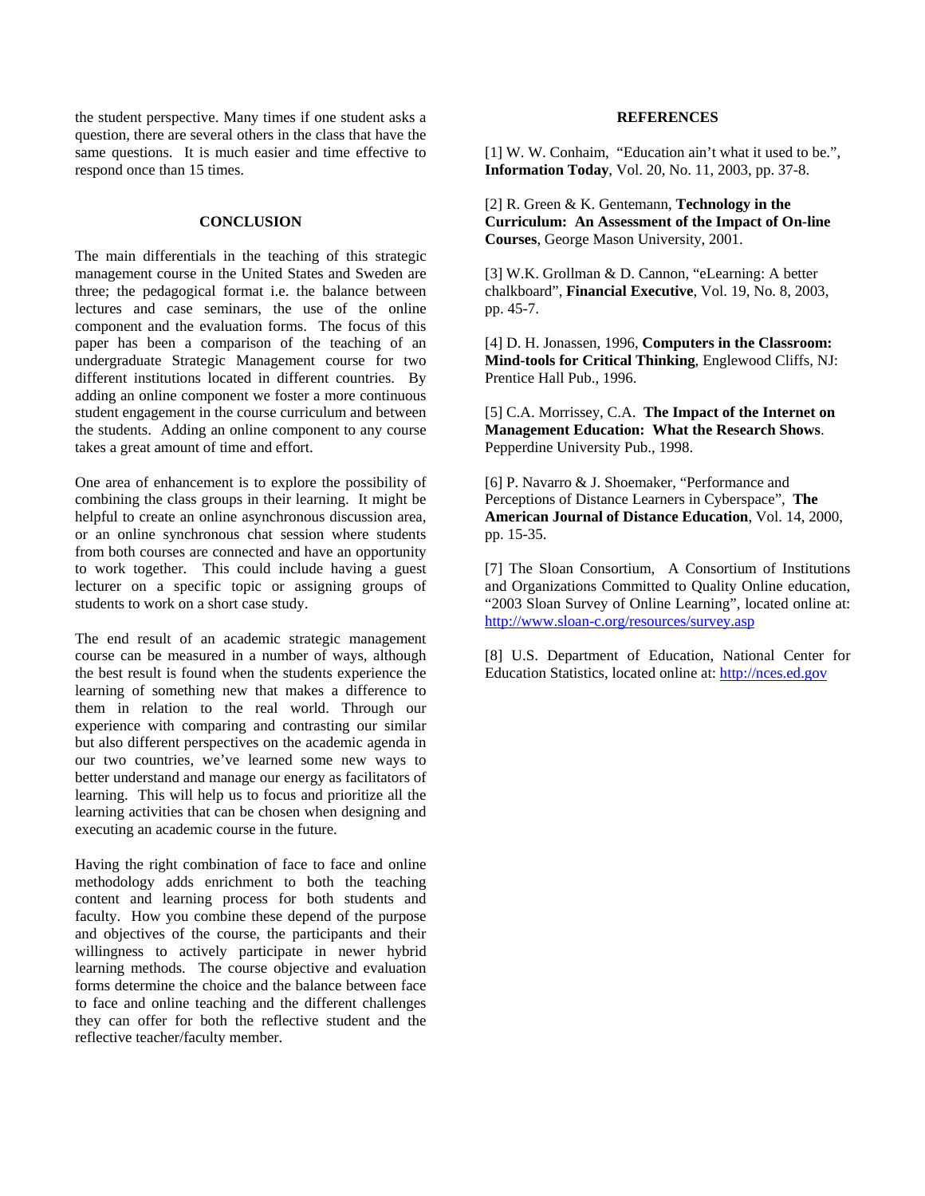the student perspective. Many times if one student asks a question, there are several others in the class that have the same questions. It is much easier and time effective to respond once than 15 times.

## CONCLUSION

The main differentials in the teaching of this strategic management course in the United States and Sweden are three; the pedagogical format i.e. the balance between lectures and case seminars, the use of the online component and the evaluation forms. The focus of this paper has been a comparison of the teaching of an undergraduate Strategic Management course for two different institutions located in different countries. By adding an online component we foster a more continuous student engagement in the course curriculum and between the students. Adding an online component to any course takes a great amount of time and effort.

One area of enhancement is to explore the possibility of combining the class groups in their learning. It might be helpful to create an online asynchronous discussion area, or an online synchronous chat session where students from both courses are connected and have an opportunity to work together. This could include having a guest lecturer on a specific topic or assigning groups of students to work on a short case study.

The end result of an academic strategic management course can be measured in a number of ways, although the best result is found when the students experience the learning of something new that makes a difference to them in relation to the real world. Through our experience with comparing and contrasting our similar but also different perspectives on the academic agenda in our two countries, we've learned some new ways to better understand and manage our energy as facilitators of learning. This will help us to focus and prioritize all the learning activities that can be chosen when designing and executing an academic course in the future.

Having the right combination of face to face and online methodology adds enrichment to both the teaching content and learning process for both students and faculty. How you combine these depend of the purpose and objectives of the course, the participants and their willingness to actively participate in newer hybrid learning methods. The course objective and evaluation forms determine the choice and the balance between face to face and online teaching and the different challenges they can offer for both the reflective student and the reflective teacher/faculty member.

## REFERENCES

[1] W. W. Conhaim, "Education ain't what it used to be.", **Information Today**, Vol. 20, No. 11, 2003, pp. 37-8.

[2] R. Green & K. Gentemann, **Technology in the Curriculum: An Assessment of the Impact of On-line Courses**, George Mason University, 2001.

[3] W.K. Grollman & D. Cannon, "eLearning: A better chalkboard", **Financial Executive**, Vol. 19, No. 8, 2003, pp. 45-7.

[4] D. H. Jonassen, 1996, **Computers in the Classroom: Mind-tools for Critical Thinking**, Englewood Cliffs, NJ: Prentice Hall Pub., 1996.

[5] C.A. Morrissey, C.A. **The Impact of the Internet on Management Education: What the Research Shows**. Pepperdine University Pub., 1998.

[6] P. Navarro & J. Shoemaker, "Performance and Perceptions of Distance Learners in Cyberspace", **The American Journal of Distance Education**, Vol. 14, 2000, pp. 15-35.

[7] The Sloan Consortium, A Consortium of Institutions and Organizations Committed to Quality Online education, "2003 Sloan Survey of Online Learning", located online at: http://www.sloan-c.org/resources/survey.asp

[8] U.S. Department of Education, National Center for Education Statistics, located online at: http://nces.ed.gov